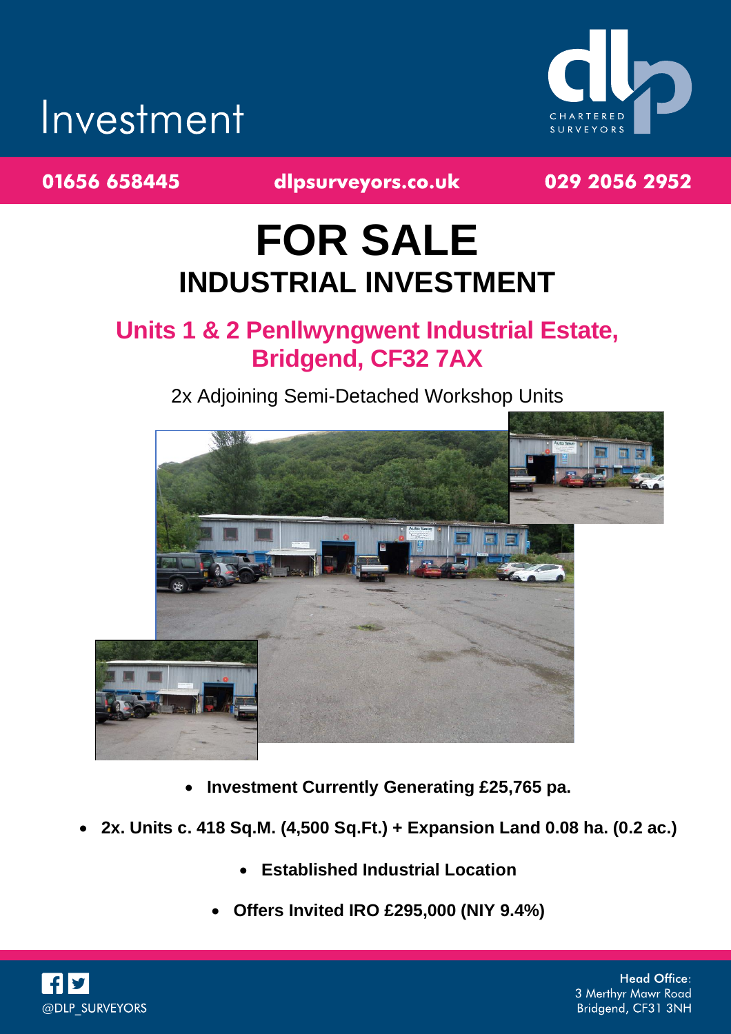Investment

CHARTERED SURVEYORS

01656 658445 | dlpsurveyors.co.uk | 029 2056 2952

# FOR SALE

## INDUSTRIAL INVESTMENT

### Units 1 & 2 Penllwyngwent Industrial Estate, Bridgend, CF32 7AX

2x Adjoining Semi-Detached Workshop Units

- **Investment Currently Generating £25,765 pa.**
- **2x. Units c. 418 Sq.M. (4,500 Sq.Ft.) + Expansion Land 0.08 ha. (0.2 ac.)**
- **Established Industrial Location**
- **Offers Invited IRO £295,000 (NIY 9.4%)**

@DLP_SURVEYORS

Head Office:
3 Merthyr Mawr Road
Bridgend, CF31 3NH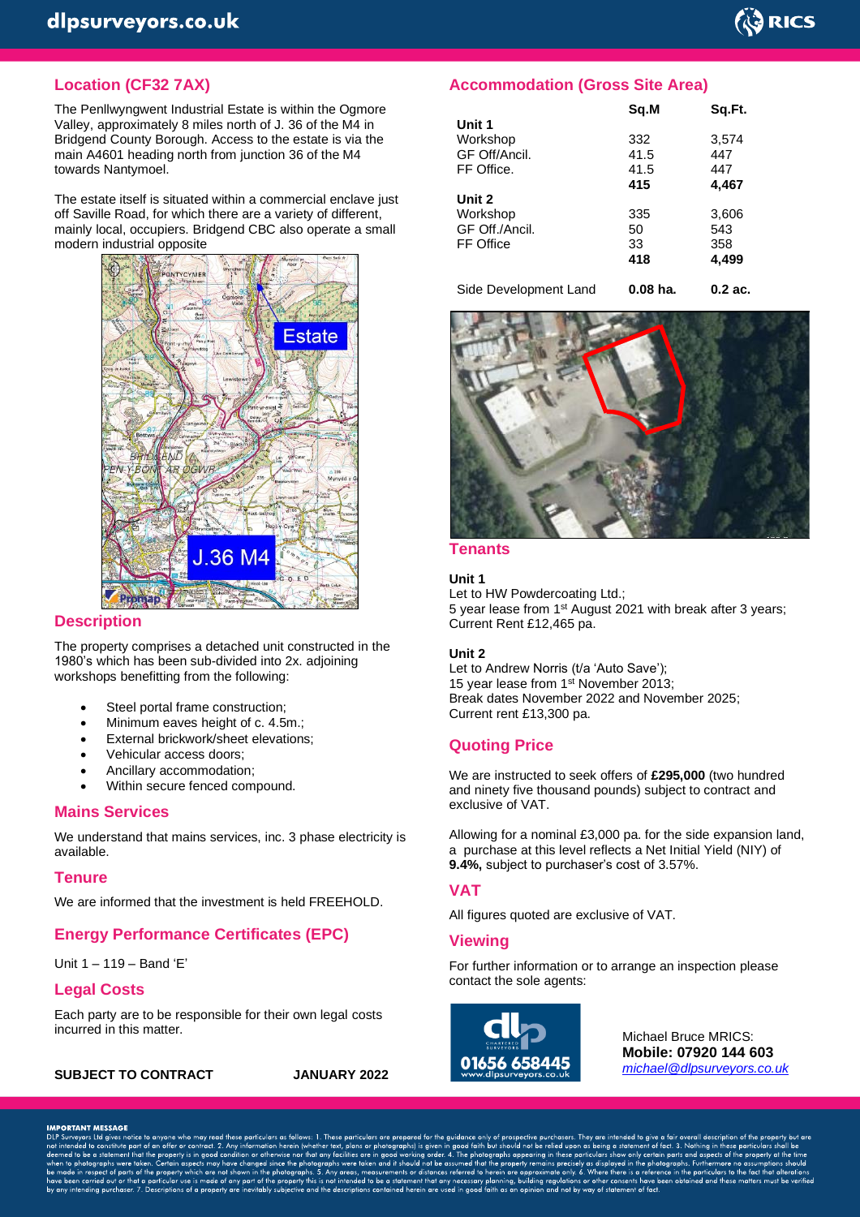## Location (CF32 7AX)

The Penllwyngwent Industrial Estate is within the Ogmore Valley, approximately 8 miles north of J. 36 of the M4 in Bridgend County Borough. Access to the estate is via the main A4601 heading north from junction 36 of the M4 towards Nantymoel.

The estate itself is situated within a commercial enclave just off Saville Road, for which there are a variety of different, mainly local, occupiers. Bridgend CBC also operate a small modern industrial opposite

Estate

J.36 M4

## Description

The property comprises a detached unit constructed in the 1980's which has been sub-divided into 2x. adjoining workshops benefitting from the following:

- Steel portal frame construction;
- Minimum eaves height of c. 4.5m.;
- External brickwork/sheet elevations;
- Vehicular access doors;
- Ancillary accommodation;
- Within secure fenced compound.

## Mains Services

We understand that mains services, inc. 3 phase electricity is available.

## Tenure

We are informed that the investment is held FREEHOLD.

## Energy Performance Certificates (EPC)

Unit 1 – 119 – Band 'E'

## Legal Costs

Each party are to be responsible for their own legal costs incurred in this matter.

**SUBJECT TO CONTRACT** **JANUARY 2022**

## Accommodation (Gross Site Area)

| | Sq.M | Sq.Ft. |
|---|---|---|
| **Unit 1** | | |
| Workshop | 332 | 3,574 |
| GF Off/Ancil. | 41.5 | 447 |
| FF Office. | 41.5 | 447 |
| | **415** | **4,467** |
| **Unit 2** | | |
| Workshop | 335 | 3,606 |
| GF Off./Ancil. | 50 | 543 |
| FF Office | 33 | 358 |
| | **418** | **4,499** |
| Side Development Land | **0.08 ha.** | **0.2 ac.** |

## Tenants

**Unit 1**
Let to HW Powdercoating Ltd.;
5 year lease from 1st August 2021 with break after 3 years;
Current Rent £12,465 pa.

**Unit 2**
Let to Andrew Norris (t/a 'Auto Save');
15 year lease from 1st November 2013;
Break dates November 2022 and November 2025;
Current rent £13,300 pa.

## Quoting Price

We are instructed to seek offers of **£295,000** (two hundred and ninety five thousand pounds) subject to contract and exclusive of VAT.

Allowing for a nominal £3,000 pa. for the side expansion land, a purchase at this level reflects a Net Initial Yield (NIY) of **9.4%,** subject to purchaser's cost of 3.57%.

## VAT

All figures quoted are exclusive of VAT.

## Viewing

For further information or to arrange an inspection please contact the sole agents:

dlp CHARTERED SURVEYORS 01656 658445 www.dlpsurveyors.co.uk

Michael Bruce MRICS:
**Mobile: 07920 144 603**
*michael@dlpsurveyors.co.uk*

**IMPORTANT MESSAGE**
DLP Surveyors Ltd gives notice to anyone who may read these particulars as follows: 1. These particulars are prepared for the guidance only of prospective purchasers. They are intended to give a fair overall description of the property but are not intended to constitute part of an offer or contract. 2. Any information herein (whether text, plans or photographs) is given in good faith but should not be relied upon as being a statement of fact. 3. Nothing in these particulars shall be deemed to be a statement that the property is in good condition or otherwise nor that any facilities are in good working order. 4. The photographs appearing in these particulars show only certain parts and aspects of the property at the time when to photographs were taken. Certain aspects may have changed since the photographs were taken and it should not be assumed that the property remains precisely as displayed in the photographs. Furthermore no assumptions should be made in respect of parts of the property which are not shown in the photographs. 5. Any areas, measurements or distances referred to herein are approximate only. 6. Where there is a reference in the particulars to the fact that alterations have been carried out or that a particular use is made of any part of the property this is not intended to be a statement that any necessary planning, building regulations or other consents have been obtained and these matters must be verified by any intending purchaser. 7. Descriptions of a property are inevitably subjective and the descriptions contained herein are used in good faith as an opinion and not by way of statement of fact.